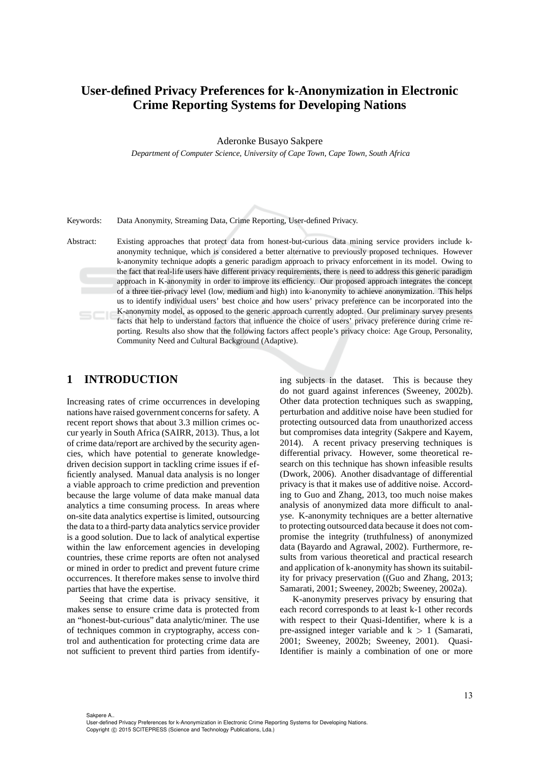# User-defined Privacy Preferences for k-Anonymization in Electronic Crime Reporting Systems for Developing Nations

Aderonke Busayo Sakpere

*Department of Computer Science, University of Cape Town, Cape Town, South Africa*

Keywords: Data Anonymity, Streaming Data, Crime Reporting, User-defined Privacy.

Abstract: Existing approaches that protect data from honest-but-curious data mining service providers include k-anonymity technique, which is considered a better alternative to previously proposed techniques. However k-anonymity technique adopts a generic paradigm approach to privacy enforcement in its model. Owing to the fact that real-life users have different privacy requirements, there is need to address this generic paradigm approach in K-anonymity in order to improve its efficiency. Our proposed approach integrates the concept of a three tier-privacy level (low, medium and high) into k-anonymity to achieve anonymization. This helps us to identify individual users' best choice and how users' privacy preference can be incorporated into the K-anonymity model, as opposed to the generic approach currently adopted. Our preliminary survey presents facts that help to understand factors that influence the choice of users' privacy preference during crime reporting. Results also show that the following factors affect people's privacy choice: Age Group, Personality, Community Need and Cultural Background (Adaptive).

## 1 INTRODUCTION

Increasing rates of crime occurrences in developing nations have raised government concerns for safety. A recent report shows that about 3.3 million crimes occur yearly in South Africa (SAIRR, 2013). Thus, a lot of crime data/report are archived by the security agencies, which have potential to generate knowledge-driven decision support in tackling crime issues if efficiently analysed. Manual data analysis is no longer a viable approach to crime prediction and prevention because the large volume of data make manual data analytics a time consuming process. In areas where on-site data analytics expertise is limited, outsourcing the data to a third-party data analytics service provider is a good solution. Due to lack of analytical expertise within the law enforcement agencies in developing countries, these crime reports are often not analysed or mined in order to predict and prevent future crime occurrences. It therefore makes sense to involve third parties that have the expertise.

Seeing that crime data is privacy sensitive, it makes sense to ensure crime data is protected from an "honest-but-curious" data analytic/miner. The use of techniques common in cryptography, access control and authentication for protecting crime data are not sufficient to prevent third parties from identifying subjects in the dataset. This is because they do not guard against inferences (Sweeney, 2002b). Other data protection techniques such as swapping, perturbation and additive noise have been studied for protecting outsourced data from unauthorized access but compromises data integrity (Sakpere and Kayem, 2014). A recent privacy preserving techniques is differential privacy. However, some theoretical research on this technique has shown infeasible results (Dwork, 2006). Another disadvantage of differential privacy is that it makes use of additive noise. According to Guo and Zhang, 2013, too much noise makes analysis of anonymized data more difficult to analyse. K-anonymity techniques are a better alternative to protecting outsourced data because it does not compromise the integrity (truthfulness) of anonymized data (Bayardo and Agrawal, 2002). Furthermore, results from various theoretical and practical research and application of k-anonymity has shown its suitability for privacy preservation ((Guo and Zhang, 2013; Samarati, 2001; Sweeney, 2002b; Sweeney, 2002a).

K-anonymity preserves privacy by ensuring that each record corresponds to at least k-1 other records with respect to their Quasi-Identifier, where k is a pre-assigned integer variable and $k > 1$ (Samarati, 2001; Sweeney, 2002b; Sweeney, 2001). Quasi-Identifier is mainly a combination of one or more

Sakpere A..
User-defined Privacy Preferences for k-Anonymization in Electronic Crime Reporting Systems for Developing Nations.
Copyright © 2015 SCITEPRESS (Science and Technology Publications, Lda.)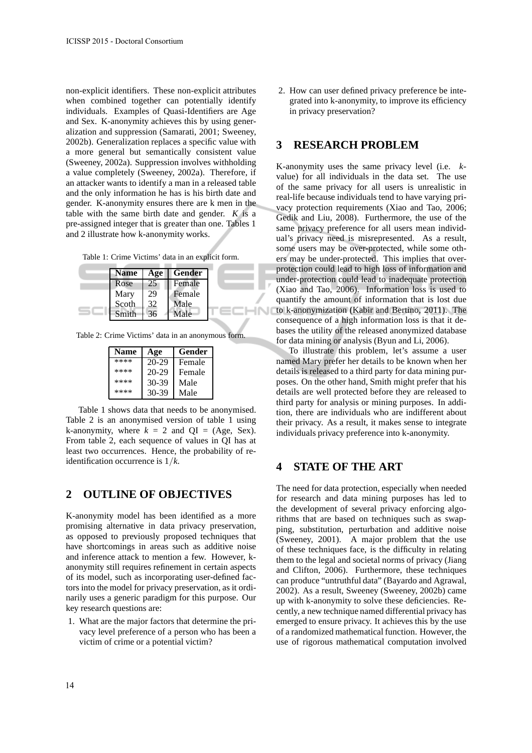non-explicit identifiers. These non-explicit attributes when combined together can potentially identify individuals. Examples of Quasi-Identifiers are Age and Sex. K-anonymity achieves this by using generalization and suppression (Samarati, 2001; Sweeney, 2002b). Generalization replaces a specific value with a more general but semantically consistent value (Sweeney, 2002a). Suppression involves withholding a value completely (Sweeney, 2002a). Therefore, if an attacker wants to identify a man in a released table and the only information he has is his birth date and gender. K-anonymity ensures there are k men in the table with the same birth date and gender. $K$ is a pre-assigned integer that is greater than one. Tables 1 and 2 illustrate how k-anonymity works.

Table 1: Crime Victims' data in an explicit form.

| Name | Age | Gender |
|---|---|---|
| Rose | 25 | Female |
| Mary | 29 | Female |
| Scoth | 32 | Male |
| Smith | 36 | Male |

Table 2: Crime Victims' data in an anonymous form.

| Name | Age | Gender |
|---|---|---|
| **** | 20-29 | Female |
| **** | 20-29 | Female |
| **** | 30-39 | Male |
| **** | 30-39 | Male |

Table 1 shows data that needs to be anonymised. Table 2 is an anonymised version of table 1 using k-anonymity, where $k = 2$ and QI = (Age, Sex). From table 2, each sequence of values in QI has at least two occurrences. Hence, the probability of re-identification occurrence is $1/k$.

## 2 OUTLINE OF OBJECTIVES

K-anonymity model has been identified as a more promising alternative in data privacy preservation, as opposed to previously proposed techniques that have shortcomings in areas such as additive noise and inference attack to mention a few. However, k-anonymity still requires refinement in certain aspects of its model, such as incorporating user-defined factors into the model for privacy preservation, as it ordinarily uses a generic paradigm for this purpose. Our key research questions are:

1. What are the major factors that determine the privacy level preference of a person who has been a victim of crime or a potential victim?
2. How can user defined privacy preference be integrated into k-anonymity, to improve its efficiency in privacy preservation?

## 3 RESEARCH PROBLEM

K-anonymity uses the same privacy level (i.e. $k$-value) for all individuals in the data set. The use of the same privacy for all users is unrealistic in real-life because individuals tend to have varying privacy protection requirements (Xiao and Tao, 2006; Gedik and Liu, 2008). Furthermore, the use of the same privacy preference for all users mean individual's privacy need is misrepresented. As a result, some users may be over-protected, while some others may be under-protected. This implies that over-protection could lead to high loss of information and under-protection could lead to inadequate protection (Xiao and Tao, 2006). Information loss is used to quantify the amount of information that is lost due to k-anonymization (Kabir and Bertino, 2011). The consequence of a high information loss is that it debases the utility of the released anonymized database for data mining or analysis (Byun and Li, 2006).

To illustrate this problem, let's assume a user named Mary prefer her details to be known when her details is released to a third party for data mining purposes. On the other hand, Smith might prefer that his details are well protected before they are released to third party for analysis or mining purposes. In addition, there are individuals who are indifferent about their privacy. As a result, it makes sense to integrate individuals privacy preference into k-anonymity.

## 4 STATE OF THE ART

The need for data protection, especially when needed for research and data mining purposes has led to the development of several privacy enforcing algorithms that are based on techniques such as swapping, substitution, perturbation and additive noise (Sweeney, 2001). A major problem that the use of these techniques face, is the difficulty in relating them to the legal and societal norms of privacy (Jiang and Clifton, 2006). Furthermore, these techniques can produce "untruthful data" (Bayardo and Agrawal, 2002). As a result, Sweeney (Sweeney, 2002b) came up with k-anonymity to solve these deficiencies. Recently, a new technique named differential privacy has emerged to ensure privacy. It achieves this by the use of a randomized mathematical function. However, the use of rigorous mathematical computation involved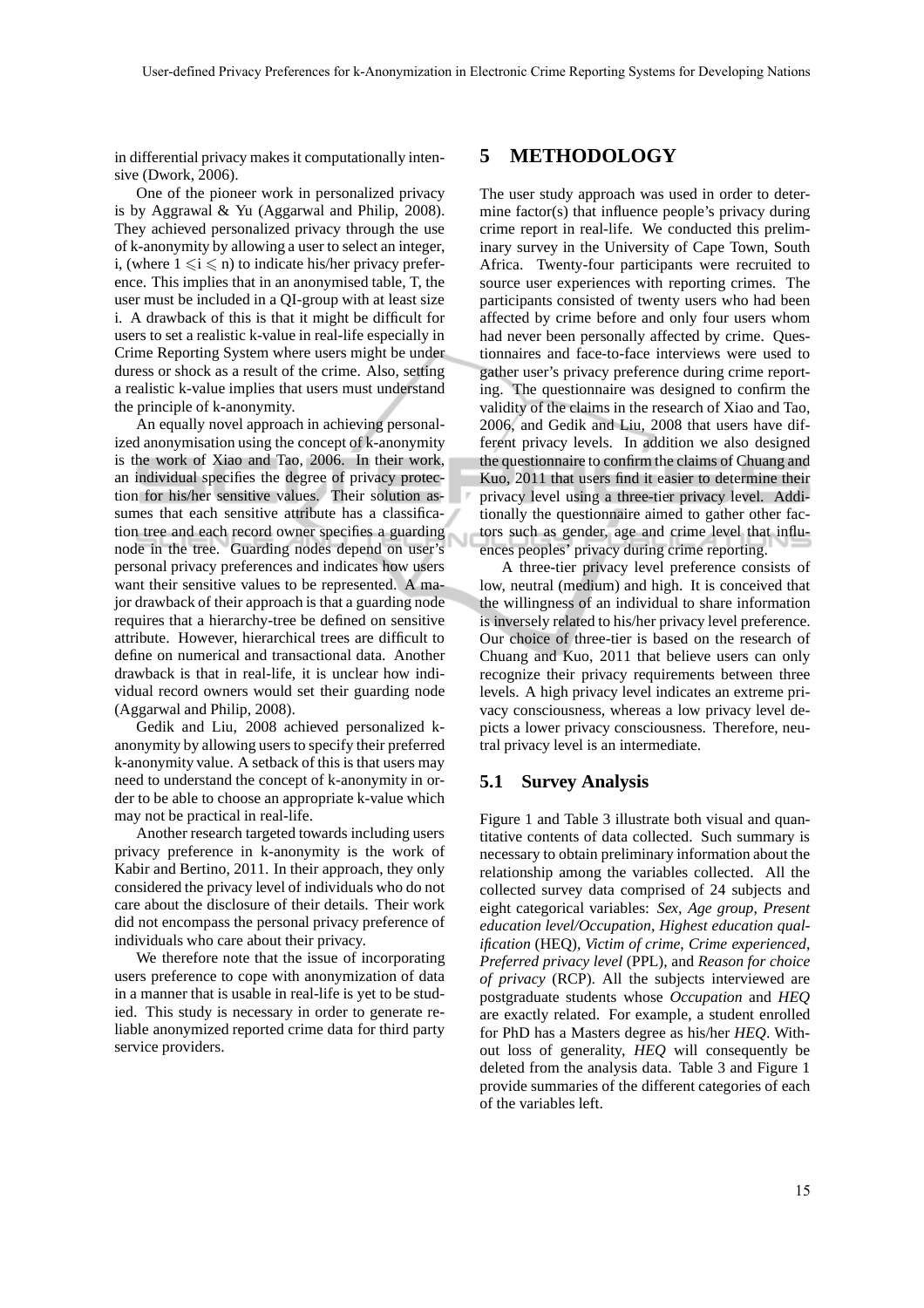in differential privacy makes it computationally intensive (Dwork, 2006).

One of the pioneer work in personalized privacy is by Aggrawal & Yu (Aggarwal and Philip, 2008). They achieved personalized privacy through the use of k-anonymity by allowing a user to select an integer, i, (where $1 \leqslant i \leqslant n$) to indicate his/her privacy preference. This implies that in an anonymised table, T, the user must be included in a QI-group with at least size i. A drawback of this is that it might be difficult for users to set a realistic k-value in real-life especially in Crime Reporting System where users might be under duress or shock as a result of the crime. Also, setting a realistic k-value implies that users must understand the principle of k-anonymity.

An equally novel approach in achieving personalized anonymisation using the concept of k-anonymity is the work of Xiao and Tao, 2006. In their work, an individual specifies the degree of privacy protection for his/her sensitive values. Their solution assumes that each sensitive attribute has a classification tree and each record owner specifies a guarding node in the tree. Guarding nodes depend on user's personal privacy preferences and indicates how users want their sensitive values to be represented. A major drawback of their approach is that a guarding node requires that a hierarchy-tree be defined on sensitive attribute. However, hierarchical trees are difficult to define on numerical and transactional data. Another drawback is that in real-life, it is unclear how individual record owners would set their guarding node (Aggarwal and Philip, 2008).

Gedik and Liu, 2008 achieved personalized k-anonymity by allowing users to specify their preferred k-anonymity value. A setback of this is that users may need to understand the concept of k-anonymity in order to be able to choose an appropriate k-value which may not be practical in real-life.

Another research targeted towards including users privacy preference in k-anonymity is the work of Kabir and Bertino, 2011. In their approach, they only considered the privacy level of individuals who do not care about the disclosure of their details. Their work did not encompass the personal privacy preference of individuals who care about their privacy.

We therefore note that the issue of incorporating users preference to cope with anonymization of data in a manner that is usable in real-life is yet to be studied. This study is necessary in order to generate reliable anonymized reported crime data for third party service providers.

# 5 METHODOLOGY

The user study approach was used in order to determine factor(s) that influence people's privacy during crime report in real-life. We conducted this preliminary survey in the University of Cape Town, South Africa. Twenty-four participants were recruited to source user experiences with reporting crimes. The participants consisted of twenty users who had been affected by crime before and only four users whom had never been personally affected by crime. Questionnaires and face-to-face interviews were used to gather user's privacy preference during crime reporting. The questionnaire was designed to confirm the validity of the claims in the research of Xiao and Tao, 2006, and Gedik and Liu, 2008 that users have different privacy levels. In addition we also designed the questionnaire to confirm the claims of Chuang and Kuo, 2011 that users find it easier to determine their privacy level using a three-tier privacy level. Additionally the questionnaire aimed to gather other factors such as gender, age and crime level that influences peoples' privacy during crime reporting.

A three-tier privacy level preference consists of low, neutral (medium) and high. It is conceived that the willingness of an individual to share information is inversely related to his/her privacy level preference. Our choice of three-tier is based on the research of Chuang and Kuo, 2011 that believe users can only recognize their privacy requirements between three levels. A high privacy level indicates an extreme privacy consciousness, whereas a low privacy level depicts a lower privacy consciousness. Therefore, neutral privacy level is an intermediate.

## 5.1 Survey Analysis

Figure 1 and Table 3 illustrate both visual and quantitative contents of data collected. Such summary is necessary to obtain preliminary information about the relationship among the variables collected. All the collected survey data comprised of 24 subjects and eight categorical variables: *Sex*, *Age group*, *Present education level/Occupation*, *Highest education qualification* (HEQ), *Victim of crime*, *Crime experienced*, *Preferred privacy level* (PPL), and *Reason for choice of privacy* (RCP). All the subjects interviewed are postgraduate students whose *Occupation* and *HEQ* are exactly related. For example, a student enrolled for PhD has a Masters degree as his/her *HEQ*. Without loss of generality, *HEQ* will consequently be deleted from the analysis data. Table 3 and Figure 1 provide summaries of the different categories of each of the variables left.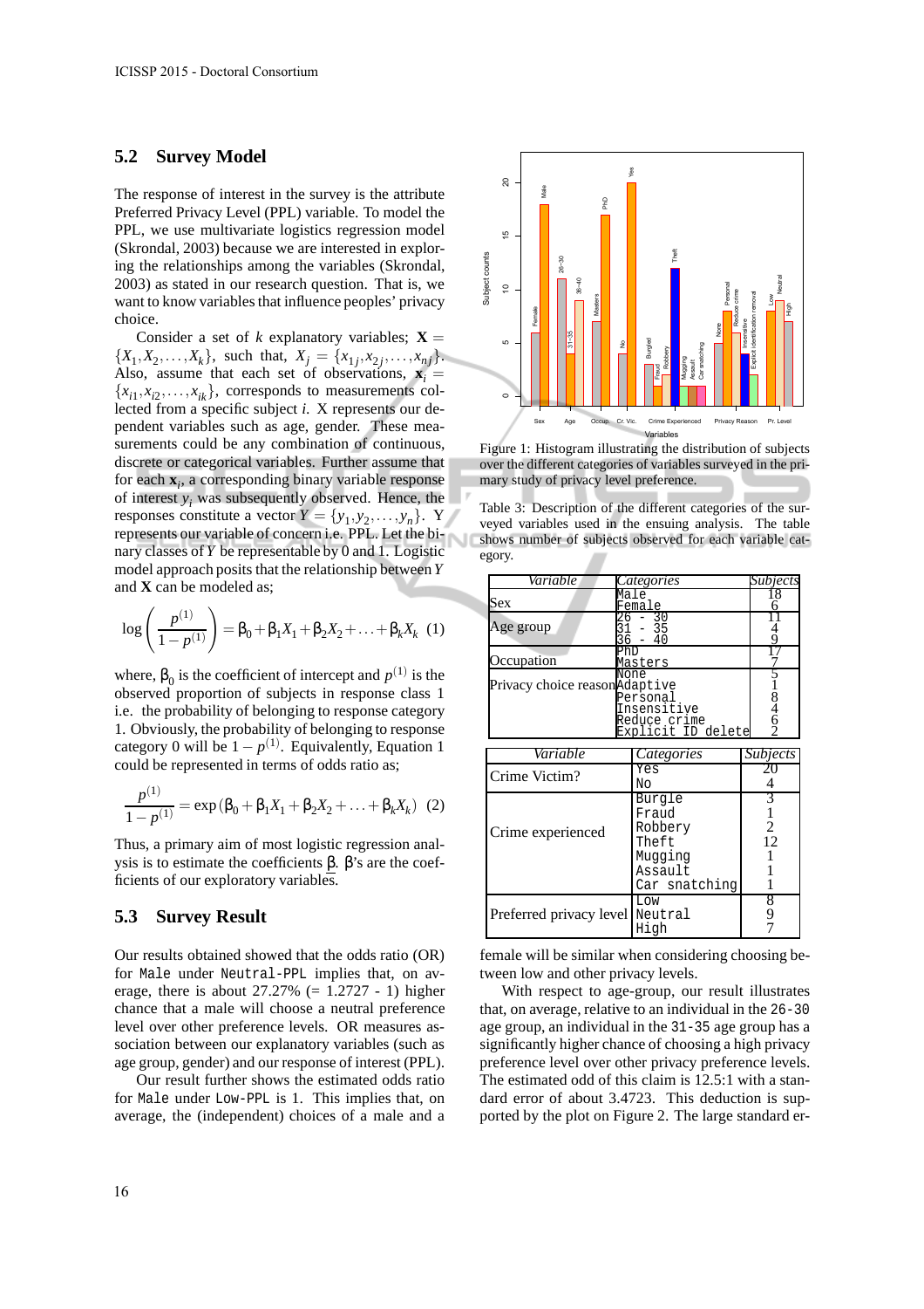## 5.2 Survey Model

The response of interest in the survey is the attribute Preferred Privacy Level (PPL) variable. To model the PPL, we use multivariate logistics regression model (Skrondal, 2003) because we are interested in exploring the relationships among the variables (Skrondal, 2003) as stated in our research question. That is, we want to know variables that influence peoples' privacy choice.

Consider a set of $k$ explanatory variables; $\mathbf{X} = \{X_1, X_2, \ldots, X_k\}$, such that, $X_j = \{x_{1j}, x_{2j}, \ldots, x_{nj}\}$. Also, assume that each set of observations, $\mathbf{x}_i = \{x_{i1}, x_{i2}, \ldots, x_{ik}\}$, corresponds to measurements collected from a specific subject $i$. X represents our dependent variables such as age, gender. These measurements could be any combination of continuous, discrete or categorical variables. Further assume that for each $\mathbf{x}_i$, a corresponding binary variable response of interest $y_i$ was subsequently observed. Hence, the responses constitute a vector $Y = \{y_1, y_2, \ldots, y_n\}$. Y represents our variable of concern i.e. PPL. Let the binary classes of $Y$ be representable by 0 and 1. Logistic model approach posits that the relationship between $Y$ and $\mathbf{X}$ can be modeled as;

$$\log\left(\frac{p^{(1)}}{1-p^{(1)}}\right) = \beta_0 + \beta_1 X_1 + \beta_2 X_2 + \ldots + \beta_k X_k \quad (1)$$

where, $\beta_0$ is the coefficient of intercept and $p^{(1)}$ is the observed proportion of subjects in response class 1 i.e. the probability of belonging to response category 1. Obviously, the probability of belonging to response category 0 will be $1 - p^{(1)}$. Equivalently, Equation 1 could be represented in terms of odds ratio as;

$$\frac{p^{(1)}}{1-p^{(1)}} = \exp\left(\beta_0 + \beta_1 X_1 + \beta_2 X_2 + \ldots + \beta_k X_k\right) \quad (2)$$

Thus, a primary aim of most logistic regression analysis is to estimate the coefficients $\beta$. $\beta$'s are the coefficients of our exploratory variables.

## 5.3 Survey Result

Our results obtained showed that the odds ratio (OR) for Male under Neutral-PPL implies that, on average, there is about 27.27% (= 1.2727 - 1) higher chance that a male will choose a neutral preference level over other preference levels. OR measures association between our explanatory variables (such as age group, gender) and our response of interest (PPL).

Our result further shows the estimated odds ratio for Male under Low-PPL is 1. This implies that, on average, the (independent) choices of a male and a female will be similar when considering choosing between low and other privacy levels.

With respect to age-group, our result illustrates that, on average, relative to an individual in the 26-30 age group, an individual in the 31-35 age group has a significantly higher chance of choosing a high privacy preference level over other privacy preference levels. The estimated odd of this claim is 12.5:1 with a standard error of about 3.4723. This deduction is supported by the plot on Figure 2. The large standard er-

Figure 1: Histogram illustrating the distribution of subjects over the different categories of variables surveyed in the primary study of privacy level preference.

Table 3: Description of the different categories of the surveyed variables used in the ensuing analysis. The table shows number of subjects observed for each variable category.

| *Variable* | *Categories* | *Subjects* |
|---|---|---|
| Sex | Male | 18 |
| | Female | 6 |
| Age group | 26 - 30 | 11 |
| | 31 - 35 | 4 |
| | 36 - 40 | 9 |
| Occupation | PhD | 17 |
| | Masters | 7 |
| Privacy choice reason | None | 5 |
| | Adaptive | 1 |
| | Personal | 8 |
| | Insensitive | 4 |
| | Reduce crime | 6 |
| | Explicit ID delete | 2 |

| *Variable* | *Categories* | *Subjects* |
|---|---|---|
| Crime Victim? | Yes | 20 |
| | No | 4 |
| Crime experienced | Burgle | 3 |
| | Fraud | 1 |
| | Robbery | 2 |
| | Theft | 12 |
| | Mugging | 1 |
| | Assault | 1 |
| | Car snatching | 1 |
| Preferred privacy level | Low | 8 |
| | Neutral | 9 |
| | High | 7 |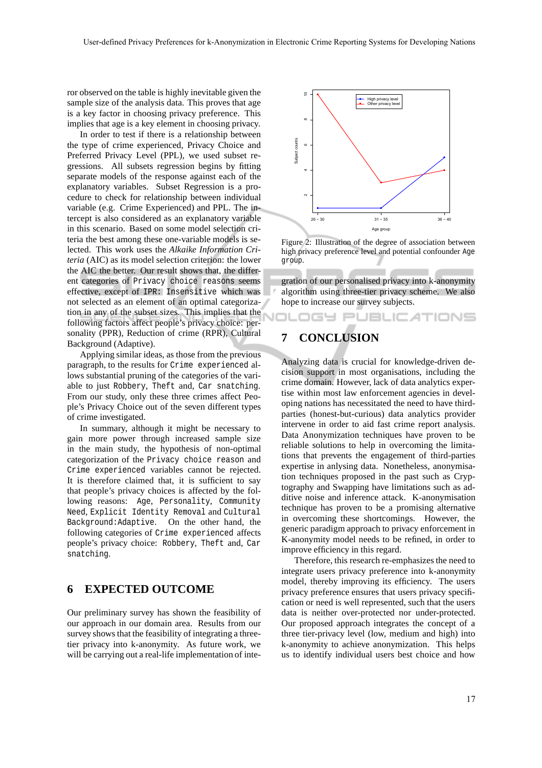ror observed on the table is highly inevitable given the sample size of the analysis data. This proves that age is a key factor in choosing privacy preference. This implies that age is a key element in choosing privacy.

In order to test if there is a relationship between the type of crime experienced, Privacy Choice and Preferred Privacy Level (PPL), we used subset regressions. All subsets regression begins by fitting separate models of the response against each of the explanatory variables. Subset Regression is a procedure to check for relationship between individual variable (e.g. Crime Experienced) and PPL. The intercept is also considered as an explanatory variable in this scenario. Based on some model selection criteria the best among these one-variable models is selected. This work uses the *Alkaike Information Criteria* (AIC) as its model selection criterion: the lower the AIC the better. Our result shows that, the different categories of `Privacy choice reasons` seems effective, except of `IPR: Insensitive` which was not selected as an element of an optimal categorization in any of the subset sizes. This implies that the following factors affect people's privacy choice: personality (PPR), Reduction of crime (RPR), Cultural Background (Adaptive).

Applying similar ideas, as those from the previous paragraph, to the results for `Crime experienced` allows substantial pruning of the categories of the variable to just `Robbery`, `Theft` and, `Car snatching`. From our study, only these three crimes affect People's Privacy Choice out of the seven different types of crime investigated.

In summary, although it might be necessary to gain more power through increased sample size in the main study, the hypothesis of non-optimal categorization of the `Privacy choice reason` and `Crime experienced` variables cannot be rejected. It is therefore claimed that, it is sufficient to say that people's privacy choices is affected by the following reasons: `Age`, `Personality`, `Community Need`, `Explicit Identity Removal` and `Cultural Background:Adaptive`. On the other hand, the following categories of `Crime experienced` affects people's privacy choice: `Robbery`, `Theft` and, `Car snatching`.

# 6 EXPECTED OUTCOME

Our preliminary survey has shown the feasibility of our approach in our domain area. Results from our survey shows that the feasibility of integrating a three-tier privacy into k-anonymity. As future work, we will be carrying out a real-life implementation of integration of our personalised privacy into k-anonymity algorithm using three-tier privacy scheme. We also hope to increase our survey subjects.

Figure 2: Illustration of the degree of association between high privacy preference level and potential confounder `Age group`.

# 7 CONCLUSION

Analyzing data is crucial for knowledge-driven decision support in most organisations, including the crime domain. However, lack of data analytics expertise within most law enforcement agencies in developing nations has necessitated the need to have third-parties (honest-but-curious) data analytics provider intervene in order to aid fast crime report analysis. Data Anonymization techniques have proven to be reliable solutions to help in overcoming the limitations that prevents the engagement of third-parties expertise in anlysing data. Nonetheless, anonymisation techniques proposed in the past such as Cryptography and Swapping have limitations such as additive noise and inference attack. K-anonymisation technique has proven to be a promising alternative in overcoming these shortcomings. However, the generic paradigm approach to privacy enforcement in K-anonymity model needs to be refined, in order to improve efficiency in this regard.

Therefore, this research re-emphasizes the need to integrate users privacy preference into k-anonymity model, thereby improving its efficiency. The users privacy preference ensures that users privacy specification or need is well represented, such that the users data is neither over-protected nor under-protected. Our proposed approach integrates the concept of a three tier-privacy level (low, medium and high) into k-anonymity to achieve anonymization. This helps us to identify individual users best choice and how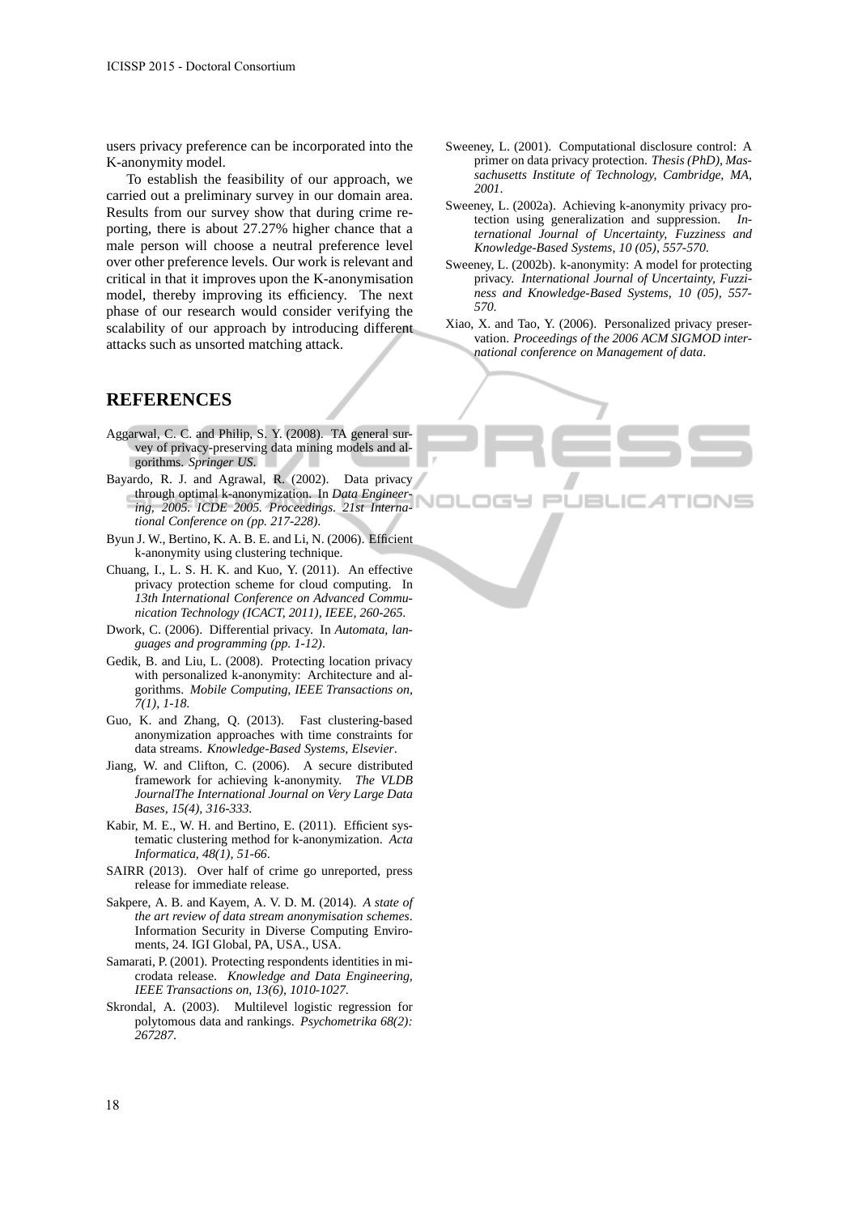users privacy preference can be incorporated into the K-anonymity model.

To establish the feasibility of our approach, we carried out a preliminary survey in our domain area. Results from our survey show that during crime reporting, there is about 27.27% higher chance that a male person will choose a neutral preference level over other preference levels. Our work is relevant and critical in that it improves upon the K-anonymisation model, thereby improving its efficiency. The next phase of our research would consider verifying the scalability of our approach by introducing different attacks such as unsorted matching attack.

## REFERENCES

Aggarwal, C. C. and Philip, S. Y. (2008). TA general survey of privacy-preserving data mining models and algorithms. *Springer US*.

Bayardo, R. J. and Agrawal, R. (2002). Data privacy through optimal k-anonymization. In *Data Engineering, 2005. ICDE 2005. Proceedings. 21st International Conference on (pp. 217-228)*.

Byun J. W., Bertino, K. A. B. E. and Li, N. (2006). Efficient k-anonymity using clustering technique.

Chuang, I., L. S. H. K. and Kuo, Y. (2011). An effective privacy protection scheme for cloud computing. In *13th International Conference on Advanced Communication Technology (ICACT, 2011), IEEE, 260-265*.

Dwork, C. (2006). Differential privacy. In *Automata, languages and programming (pp. 1-12)*.

Gedik, B. and Liu, L. (2008). Protecting location privacy with personalized k-anonymity: Architecture and algorithms. *Mobile Computing, IEEE Transactions on, 7(1), 1-18*.

Guo, K. and Zhang, Q. (2013). Fast clustering-based anonymization approaches with time constraints for data streams. *Knowledge-Based Systems, Elsevier*.

Jiang, W. and Clifton, C. (2006). A secure distributed framework for achieving k-anonymity. *The VLDB JournalThe International Journal on Very Large Data Bases, 15(4), 316-333*.

Kabir, M. E., W. H. and Bertino, E. (2011). Efficient systematic clustering method for k-anonymization. *Acta Informatica, 48(1), 51-66*.

SAIRR (2013). Over half of crime go unreported, press release for immediate release.

Sakpere, A. B. and Kayem, A. V. D. M. (2014). *A state of the art review of data stream anonymisation schemes*. Information Security in Diverse Computing Enviroments, 24. IGI Global, PA, USA., USA.

Samarati, P. (2001). Protecting respondents identities in microdata release. *Knowledge and Data Engineering, IEEE Transactions on, 13(6), 1010-1027*.

Skrondal, A. (2003). Multilevel logistic regression for polytomous data and rankings. *Psychometrika 68(2): 267287*.

Sweeney, L. (2001). Computational disclosure control: A primer on data privacy protection. *Thesis (PhD), Massachusetts Institute of Technology, Cambridge, MA, 2001*.

Sweeney, L. (2002a). Achieving k-anonymity privacy protection using generalization and suppression. *International Journal of Uncertainty, Fuzziness and Knowledge-Based Systems, 10 (05), 557-570*.

Sweeney, L. (2002b). k-anonymity: A model for protecting privacy. *International Journal of Uncertainty, Fuzziness and Knowledge-Based Systems, 10 (05), 557-570*.

Xiao, X. and Tao, Y. (2006). Personalized privacy preservation. *Proceedings of the 2006 ACM SIGMOD international conference on Management of data*.